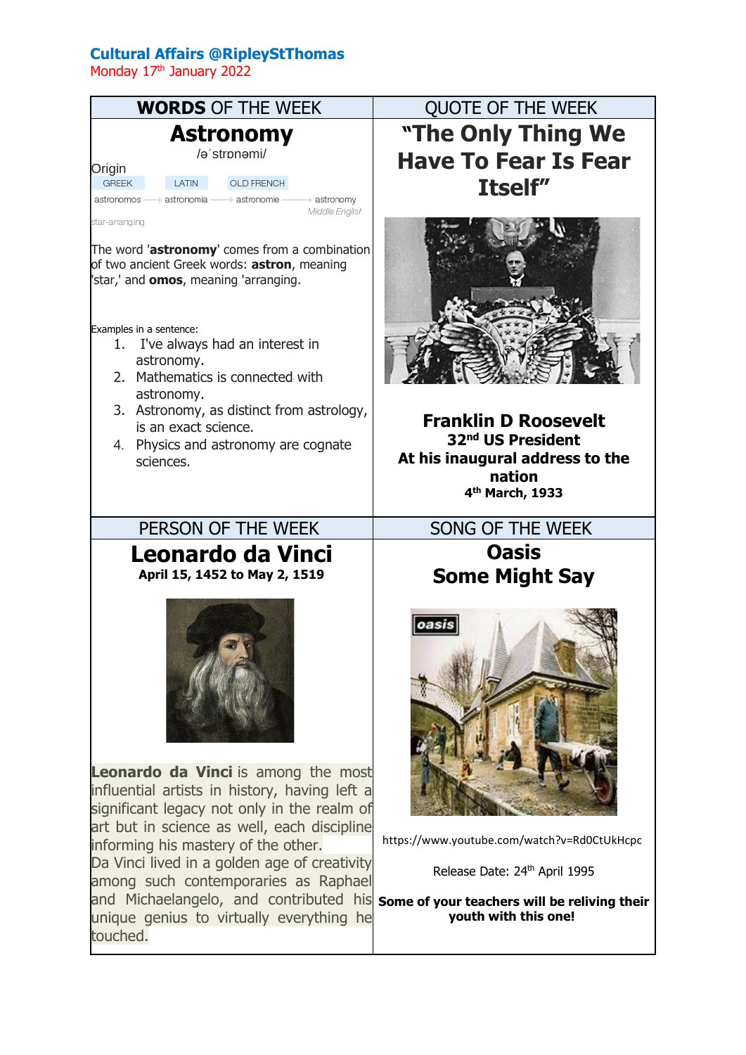**Cultural Affairs @RipleyStThomas**

Monday 17th January 2022

## WORDS OF THE WEEK

# Astronomy

/əˈstrɒnəmi/

Origin

GREEK → LATIN → OLD FRENCH

astronomos → astronomia → astronomie → astronomy *Middle English*

star-arranging

The word '**astronomy**' comes from a combination of two ancient Greek words: **astron**, meaning 'star,' and **omos**, meaning 'arranging.

Examples in a sentence:

1. I've always had an interest in astronomy.
2. Mathematics is connected with astronomy.
3. Astronomy, as distinct from astrology, is an exact science.
4. Physics and astronomy are cognate sciences.

## QUOTE OF THE WEEK

# "The Only Thing We Have To Fear Is Fear Itself"

**Franklin D Roosevelt**
**32nd US President**
**At his inaugural address to the nation**
**4th March, 1933**

## PERSON OF THE WEEK

# Leonardo da Vinci

**April 15, 1452 to May 2, 1519**

**Leonardo da Vinci** is among the most influential artists in history, having left a significant legacy not only in the realm of art but in science as well, each discipline informing his mastery of the other.

Da Vinci lived in a golden age of creativity among such contemporaries as Raphael and Michaelangelo, and contributed his unique genius to virtually everything he touched.

## SONG OF THE WEEK

# Oasis
# Some Might Say

https://www.youtube.com/watch?v=Rd0CtUkHcpc

Release Date: 24th April 1995

**Some of your teachers will be reliving their youth with this one!**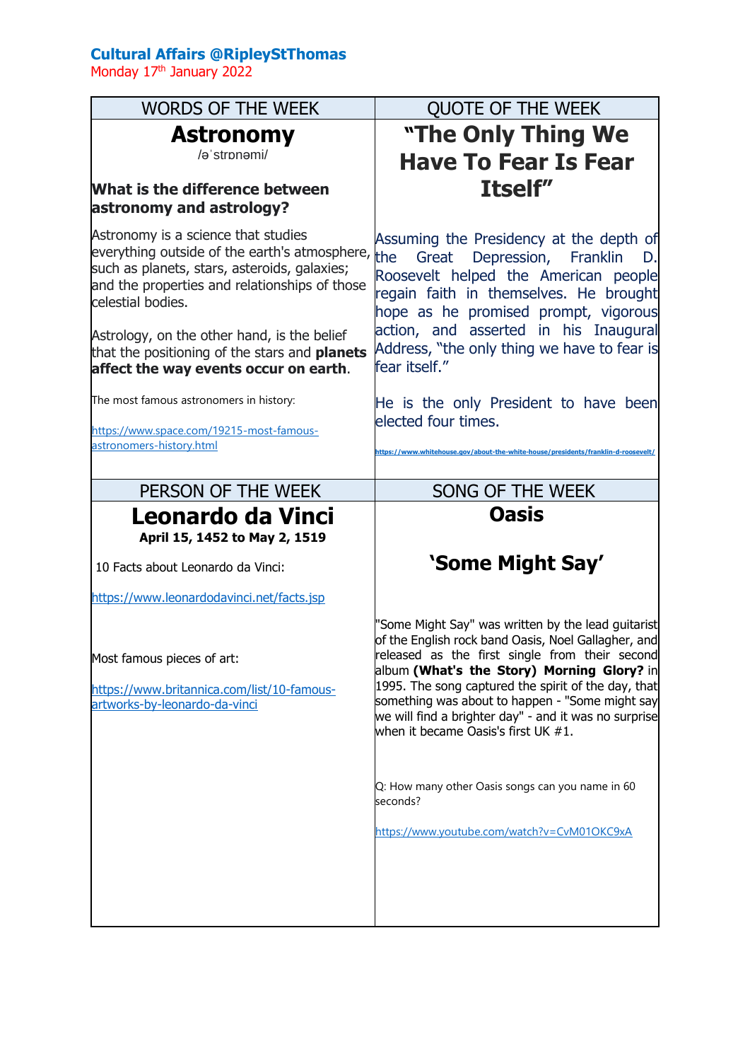**Cultural Affairs @RipleyStThomas**
Monday 17th January 2022

## WORDS OF THE WEEK

### Astronomy

/əˈstrɒnəmi/

**What is the difference between astronomy and astrology?**

Astronomy is a science that studies everything outside of the earth's atmosphere, such as planets, stars, asteroids, galaxies; and the properties and relationships of those celestial bodies.

Astrology, on the other hand, is the belief that the positioning of the stars and **planets affect the way events occur on earth**.

The most famous astronomers in history:

https://www.space.com/19215-most-famous-astronomers-history.html

## QUOTE OF THE WEEK

### "The Only Thing We Have To Fear Is Fear Itself"

Assuming the Presidency at the depth of the Great Depression, Franklin D. Roosevelt helped the American people regain faith in themselves. He brought hope as he promised prompt, vigorous action, and asserted in his Inaugural Address, "the only thing we have to fear is fear itself."

He is the only President to have been elected four times.

https://www.whitehouse.gov/about-the-white-house/presidents/franklin-d-roosevelt/

## PERSON OF THE WEEK

### Leonardo da Vinci

**April 15, 1452 to May 2, 1519**

10 Facts about Leonardo da Vinci:

https://www.leonardodavinci.net/facts.jsp

Most famous pieces of art:

https://www.britannica.com/list/10-famous-artworks-by-leonardo-da-vinci

## SONG OF THE WEEK

### Oasis

### 'Some Might Say'

"Some Might Say" was written by the lead guitarist of the English rock band Oasis, Noel Gallagher, and released as the first single from their second album **(What's the Story) Morning Glory?** in 1995. The song captured the spirit of the day, that something was about to happen - "Some might say we will find a brighter day" - and it was no surprise when it became Oasis's first UK #1.

Q: How many other Oasis songs can you name in 60 seconds?

https://www.youtube.com/watch?v=CvM01OKC9xA